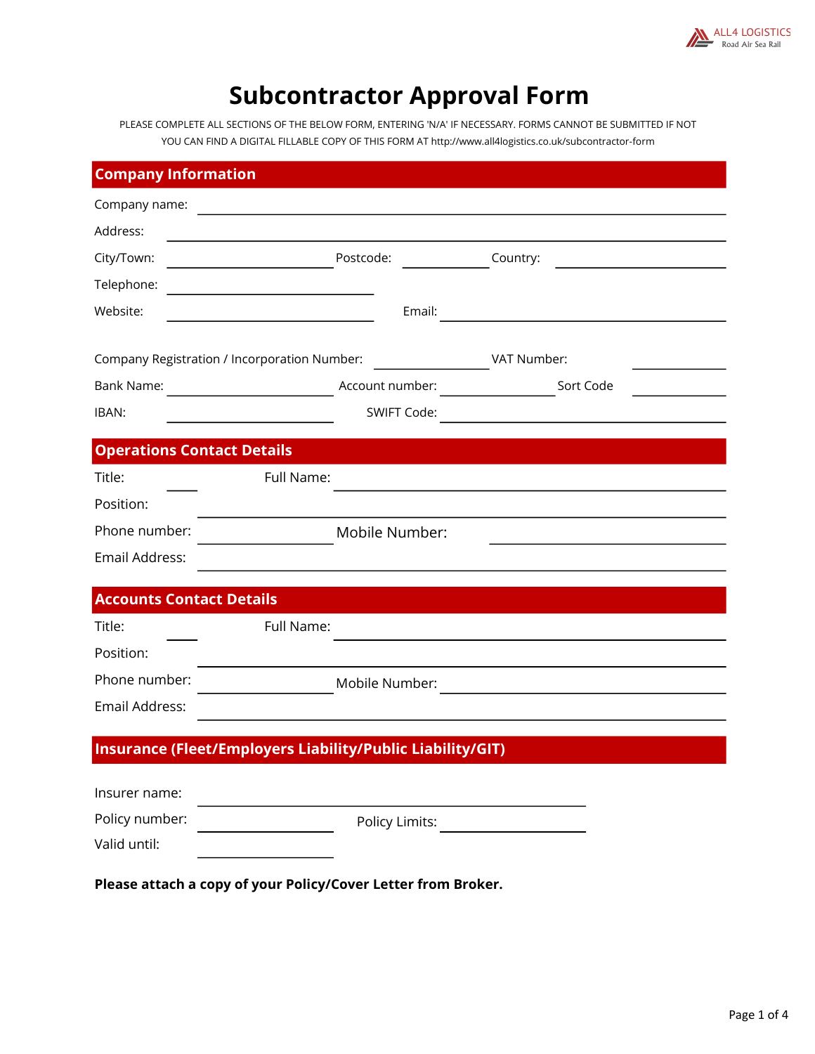ALL4 LOGISTICS
Road Air Sea Rail

# Subcontractor Approval Form

PLEASE COMPLETE ALL SECTIONS OF THE BELOW FORM, ENTERING 'N/A' IF NECESSARY. FORMS CANNOT BE SUBMITTED IF NOT

YOU CAN FIND A DIGITAL FILLABLE COPY OF THIS FORM AT http://www.all4logistics.co.uk/subcontractor-form

## Company Information

Company name: ____________________

Address: ____________________

City/Town: ____________ Postcode: ________ Country: ____________

Telephone: ____________

Website: ____________ Email: ____________

Company Registration / Incorporation Number: ________ VAT Number: ________

Bank Name: ________ Account number: ________ Sort Code ________

IBAN: ________ SWIFT Code: ________

## Operations Contact Details

Title: ____ Full Name: ____________________

Position: ____________________

Phone number: ____________ Mobile Number: ____________

Email Address: ____________________

## Accounts Contact Details

Title: ____ Full Name: ____________________

Position: ____________________

Phone number: ____________ Mobile Number: ____________

Email Address: ____________________

## Insurance (Fleet/Employers Liability/Public Liability/GIT)

Insurer name: ____________________

Policy number: ____________ Policy Limits: ____________

Valid until: ____________

**Please attach a copy of your Policy/Cover Letter from Broker.**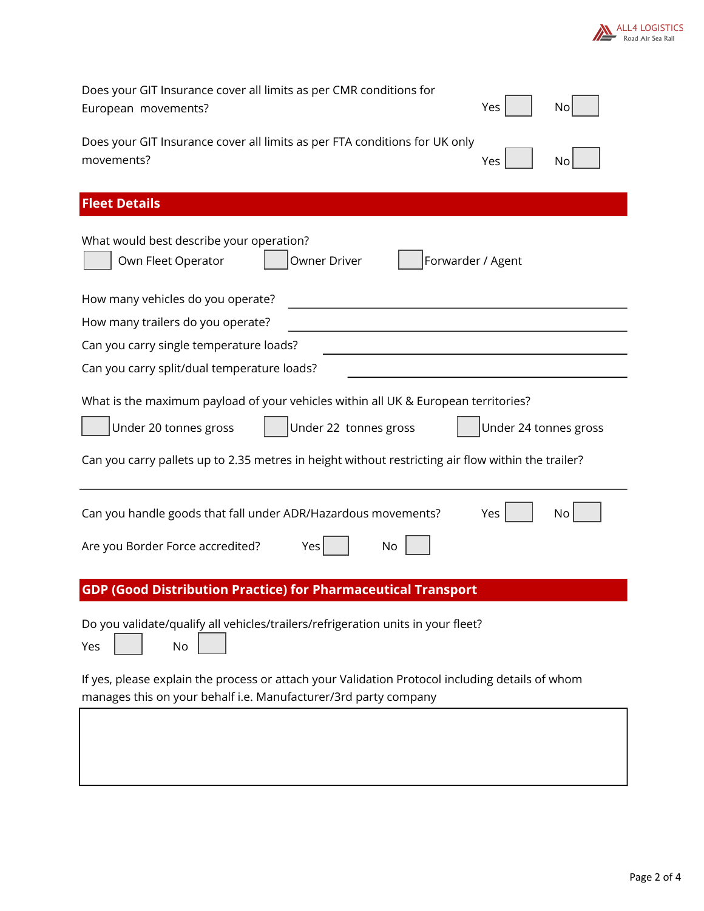Does your GIT Insurance cover all limits as per CMR conditions for European movements? Yes ☐ No ☐

Does your GIT Insurance cover all limits as per FTA conditions for UK only movements? Yes ☐ No ☐

## Fleet Details

What would best describe your operation?

☐ Own Fleet Operator ☐ Owner Driver ☐ Forwarder / Agent

How many vehicles do you operate? ______________________

How many trailers do you operate? ______________________

Can you carry single temperature loads? ______________________

Can you carry split/dual temperature loads? ______________________

What is the maximum payload of your vehicles within all UK & European territories?

☐ Under 20 tonnes gross ☐ Under 22 tonnes gross ☐ Under 24 tonnes gross

Can you carry pallets up to 2.35 metres in height without restricting air flow within the trailer?

______________________

Can you handle goods that fall under ADR/Hazardous movements? Yes ☐ No ☐

Are you Border Force accredited? Yes ☐ No ☐

## GDP (Good Distribution Practice) for Pharmaceutical Transport

Do you validate/qualify all vehicles/trailers/refrigeration units in your fleet?

Yes ☐ No ☐

If yes, please explain the process or attach your Validation Protocol including details of whom manages this on your behalf i.e. Manufacturer/3rd party company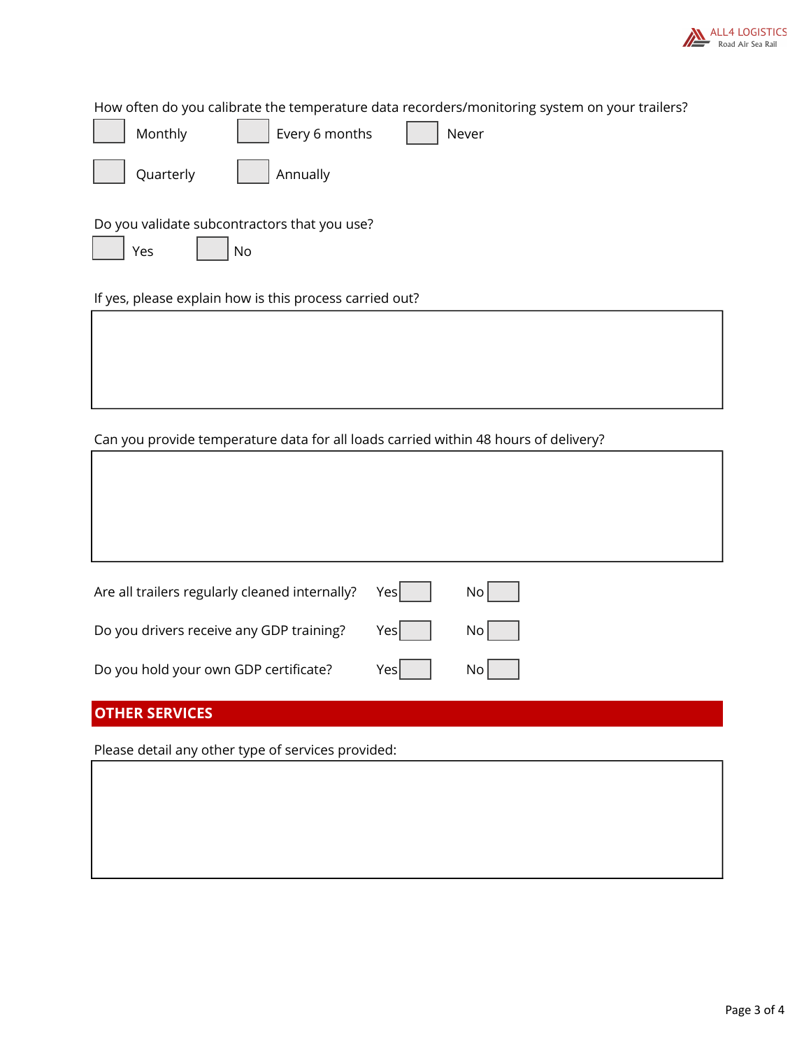How often do you calibrate the temperature data recorders/monitoring system on your trailers?

☐ Monthly ☐ Every 6 months ☐ Never

☐ Quarterly ☐ Annually

Do you validate subcontractors that you use?

☐ Yes ☐ No

If yes, please explain how is this process carried out?

Can you provide temperature data for all loads carried within 48 hours of delivery?

Are all trailers regularly cleaned internally? Yes ☐ No ☐

Do you drivers receive any GDP training? Yes ☐ No ☐

Do you hold your own GDP certificate? Yes ☐ No ☐

## OTHER SERVICES

Please detail any other type of services provided: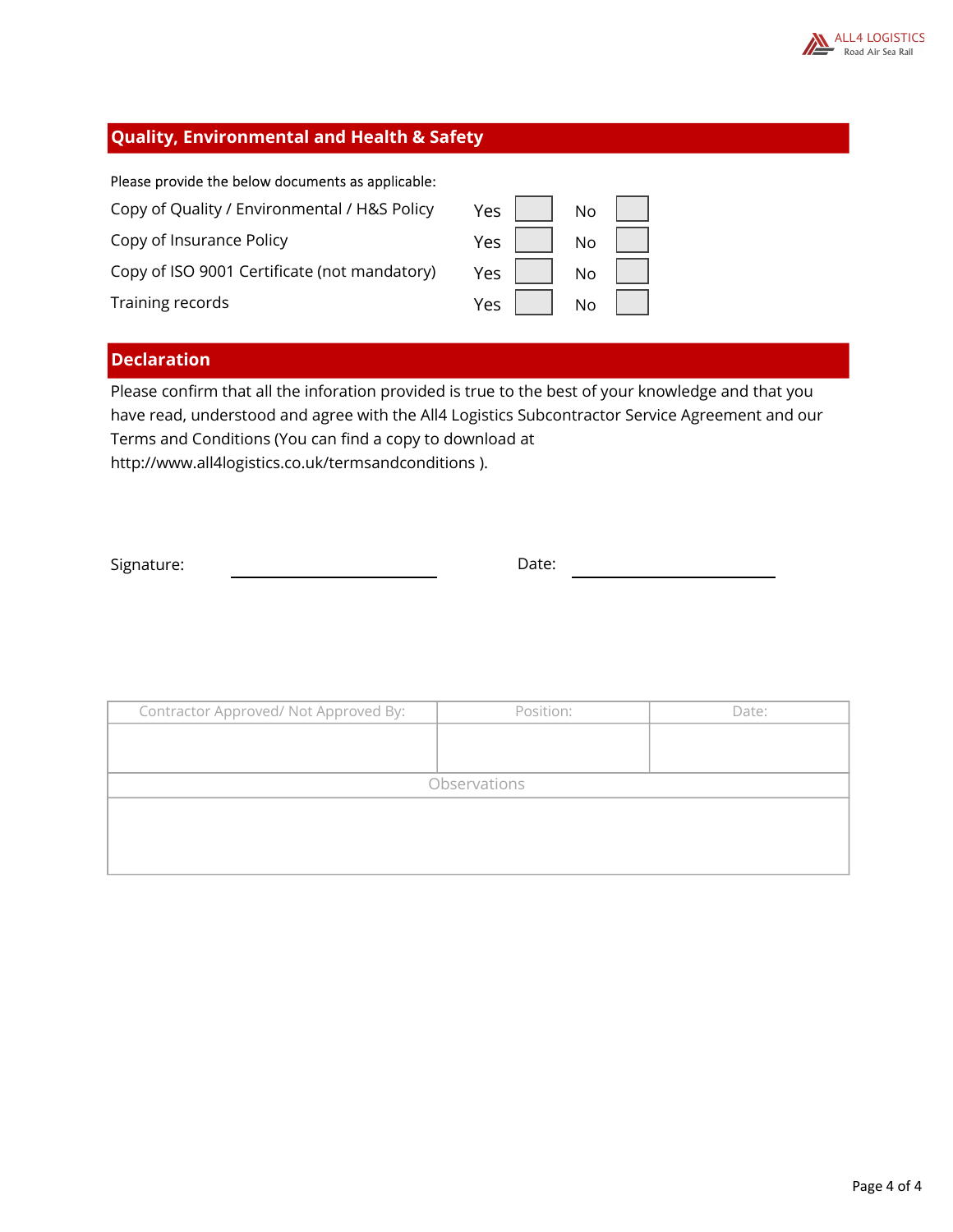## Quality, Environmental and Health & Safety

Please provide the below documents as applicable:

| | | | | |
|---|---|---|---|---|
| Copy of Quality / Environmental / H&S Policy | Yes | | No | |
| Copy of Insurance Policy | Yes | | No | |
| Copy of ISO 9001 Certificate (not mandatory) | Yes | | No | |
| Training records | Yes | | No | |

## Declaration

Please confirm that all the inforation provided is true to the best of your knowledge and that you have read, understood and agree with the All4 Logistics Subcontractor Service Agreement and our Terms and Conditions (You can find a copy to download at http://www.all4logistics.co.uk/termsandconditions ).

Signature: \_\_\_\_\_\_\_\_\_\_\_\_\_\_\_\_\_\_\_\_ Date: \_\_\_\_\_\_\_\_\_\_\_\_\_\_\_\_\_\_\_\_

| Contractor Approved/ Not Approved By: | Position: | Date: |
|---|---|---|
| | | |
| Observations | | |
| | | |